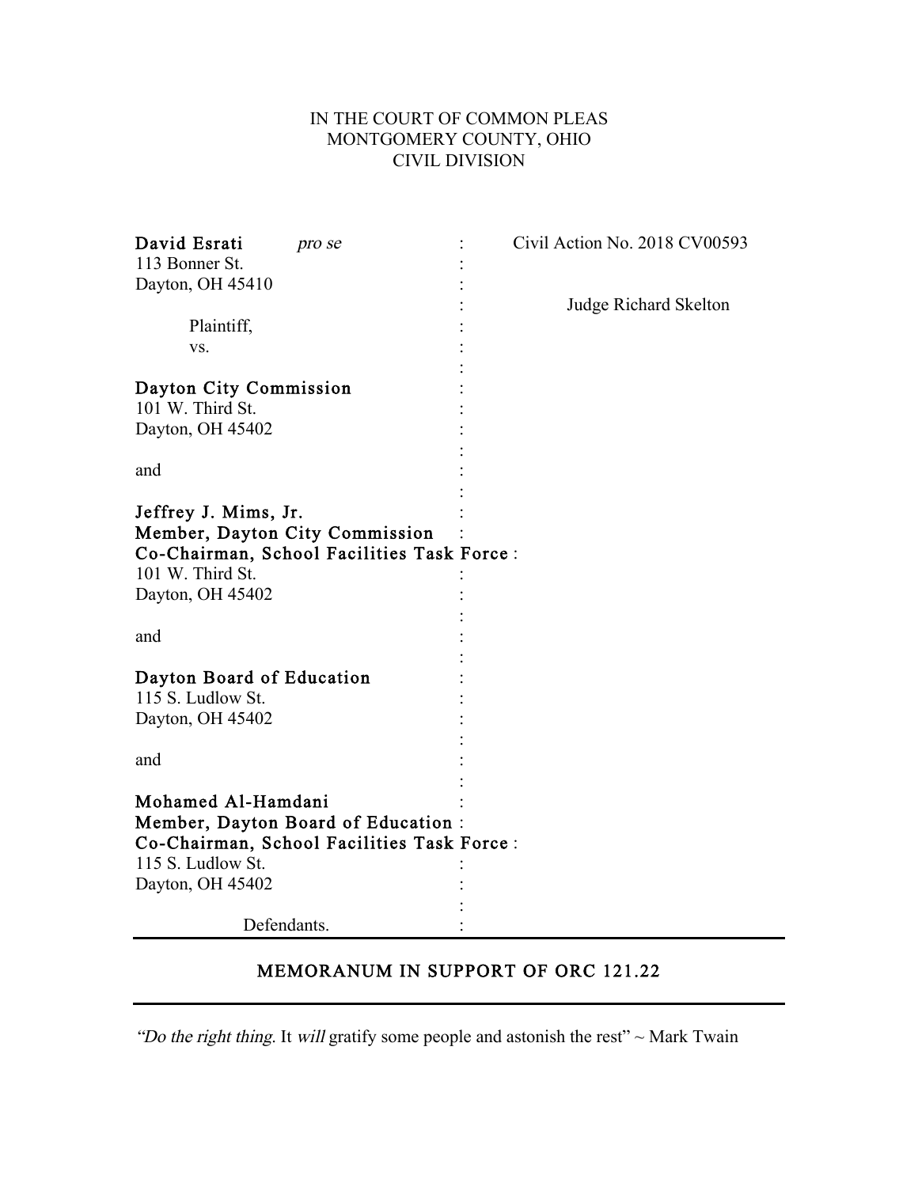IN THE COURT OF COMMON PLEAS
MONTGOMERY COUNTY, OHIO
CIVIL DIVISION

| | | |
|---|---|---|
| **David Esrati** *pro se*<br>113 Bonner St.<br>Dayton, OH 45410<br><br>Plaintiff,<br>vs.<br><br>**Dayton City Commission**<br>101 W. Third St.<br>Dayton, OH 45402<br><br>and<br><br>**Jeffrey J. Mims, Jr.**<br>**Member, Dayton City Commission**<br>**Co-Chairman, School Facilities Task Force**<br>101 W. Third St.<br>Dayton, OH 45402<br><br>and<br><br>**Dayton Board of Education**<br>115 S. Ludlow St.<br>Dayton, OH 45402<br><br>and<br><br>**Mohamed Al-Hamdani**<br>**Member, Dayton Board of Education**<br>**Co-Chairman, School Facilities Task Force**<br>115 S. Ludlow St.<br>Dayton, OH 45402<br><br>Defendants. | : | Civil Action No. 2018 CV00593<br><br>Judge Richard Skelton |

## MEMORANUM IN SUPPORT OF ORC 121.22

"*Do the right thing*. It *will* gratify some people and astonish the rest" ~ Mark Twain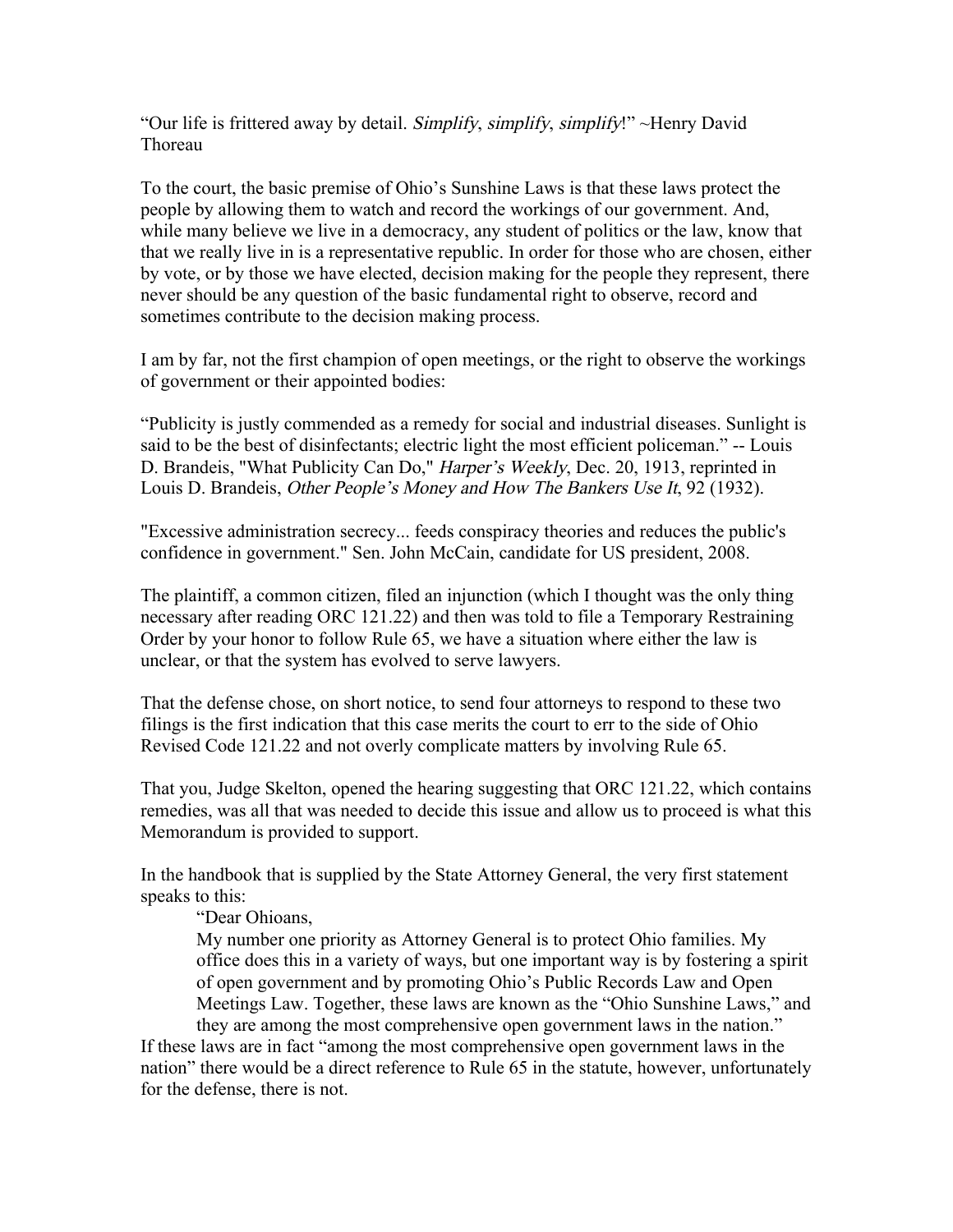"Our life is frittered away by detail. *Simplify*, *simplify*, *simplify*!" ~Henry David Thoreau

To the court, the basic premise of Ohio's Sunshine Laws is that these laws protect the people by allowing them to watch and record the workings of our government. And, while many believe we live in a democracy, any student of politics or the law, know that that we really live in is a representative republic. In order for those who are chosen, either by vote, or by those we have elected, decision making for the people they represent, there never should be any question of the basic fundamental right to observe, record and sometimes contribute to the decision making process.

I am by far, not the first champion of open meetings, or the right to observe the workings of government or their appointed bodies:

"Publicity is justly commended as a remedy for social and industrial diseases. Sunlight is said to be the best of disinfectants; electric light the most efficient policeman." -- Louis D. Brandeis, "What Publicity Can Do," *Harper's Weekly*, Dec. 20, 1913, reprinted in Louis D. Brandeis, *Other People's Money and How The Bankers Use It*, 92 (1932).

"Excessive administration secrecy... feeds conspiracy theories and reduces the public's confidence in government." Sen. John McCain, candidate for US president, 2008.

The plaintiff, a common citizen, filed an injunction (which I thought was the only thing necessary after reading ORC 121.22) and then was told to file a Temporary Restraining Order by your honor to follow Rule 65, we have a situation where either the law is unclear, or that the system has evolved to serve lawyers.

That the defense chose, on short notice, to send four attorneys to respond to these two filings is the first indication that this case merits the court to err to the side of Ohio Revised Code 121.22 and not overly complicate matters by involving Rule 65.

That you, Judge Skelton, opened the hearing suggesting that ORC 121.22, which contains remedies, was all that was needed to decide this issue and allow us to proceed is what this Memorandum is provided to support.

In the handbook that is supplied by the State Attorney General, the very first statement speaks to this:

> "Dear Ohioans,
> My number one priority as Attorney General is to protect Ohio families. My office does this in a variety of ways, but one important way is by fostering a spirit of open government and by promoting Ohio's Public Records Law and Open Meetings Law. Together, these laws are known as the "Ohio Sunshine Laws," and they are among the most comprehensive open government laws in the nation."

If these laws are in fact "among the most comprehensive open government laws in the nation" there would be a direct reference to Rule 65 in the statute, however, unfortunately for the defense, there is not.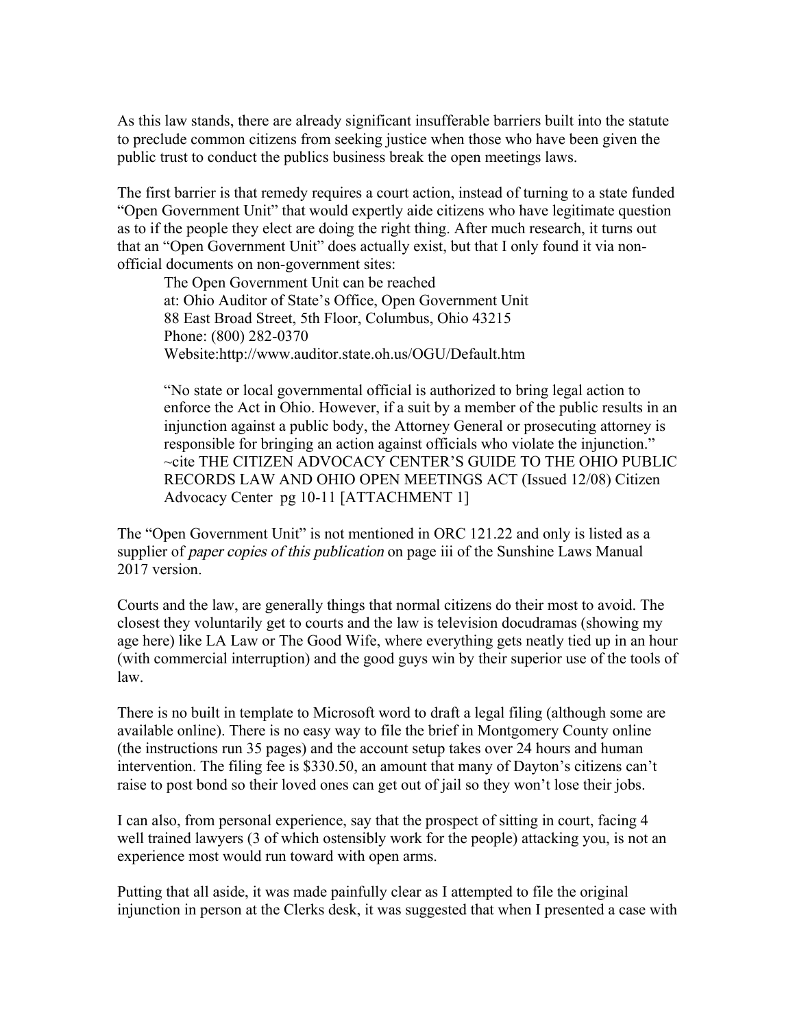As this law stands, there are already significant insufferable barriers built into the statute to preclude common citizens from seeking justice when those who have been given the public trust to conduct the publics business break the open meetings laws.

The first barrier is that remedy requires a court action, instead of turning to a state funded "Open Government Unit" that would expertly aide citizens who have legitimate question as to if the people they elect are doing the right thing. After much research, it turns out that an "Open Government Unit" does actually exist, but that I only found it via non-official documents on non-government sites:

> The Open Government Unit can be reached
> at: Ohio Auditor of State's Office, Open Government Unit
> 88 East Broad Street, 5th Floor, Columbus, Ohio 43215
> Phone: (800) 282-0370
> Website:http://www.auditor.state.oh.us/OGU/Default.htm
>
> "No state or local governmental official is authorized to bring legal action to enforce the Act in Ohio. However, if a suit by a member of the public results in an injunction against a public body, the Attorney General or prosecuting attorney is responsible for bringing an action against officials who violate the injunction." ~cite THE CITIZEN ADVOCACY CENTER'S GUIDE TO THE OHIO PUBLIC RECORDS LAW AND OHIO OPEN MEETINGS ACT (Issued 12/08) Citizen Advocacy Center pg 10-11 [ATTACHMENT 1]

The "Open Government Unit" is not mentioned in ORC 121.22 and only is listed as a supplier of *paper copies of this publication* on page iii of the Sunshine Laws Manual 2017 version.

Courts and the law, are generally things that normal citizens do their most to avoid. The closest they voluntarily get to courts and the law is television docudramas (showing my age here) like LA Law or The Good Wife, where everything gets neatly tied up in an hour (with commercial interruption) and the good guys win by their superior use of the tools of law.

There is no built in template to Microsoft word to draft a legal filing (although some are available online). There is no easy way to file the brief in Montgomery County online (the instructions run 35 pages) and the account setup takes over 24 hours and human intervention. The filing fee is $330.50, an amount that many of Dayton's citizens can't raise to post bond so their loved ones can get out of jail so they won't lose their jobs.

I can also, from personal experience, say that the prospect of sitting in court, facing 4 well trained lawyers (3 of which ostensibly work for the people) attacking you, is not an experience most would run toward with open arms.

Putting that all aside, it was made painfully clear as I attempted to file the original injunction in person at the Clerks desk, it was suggested that when I presented a case with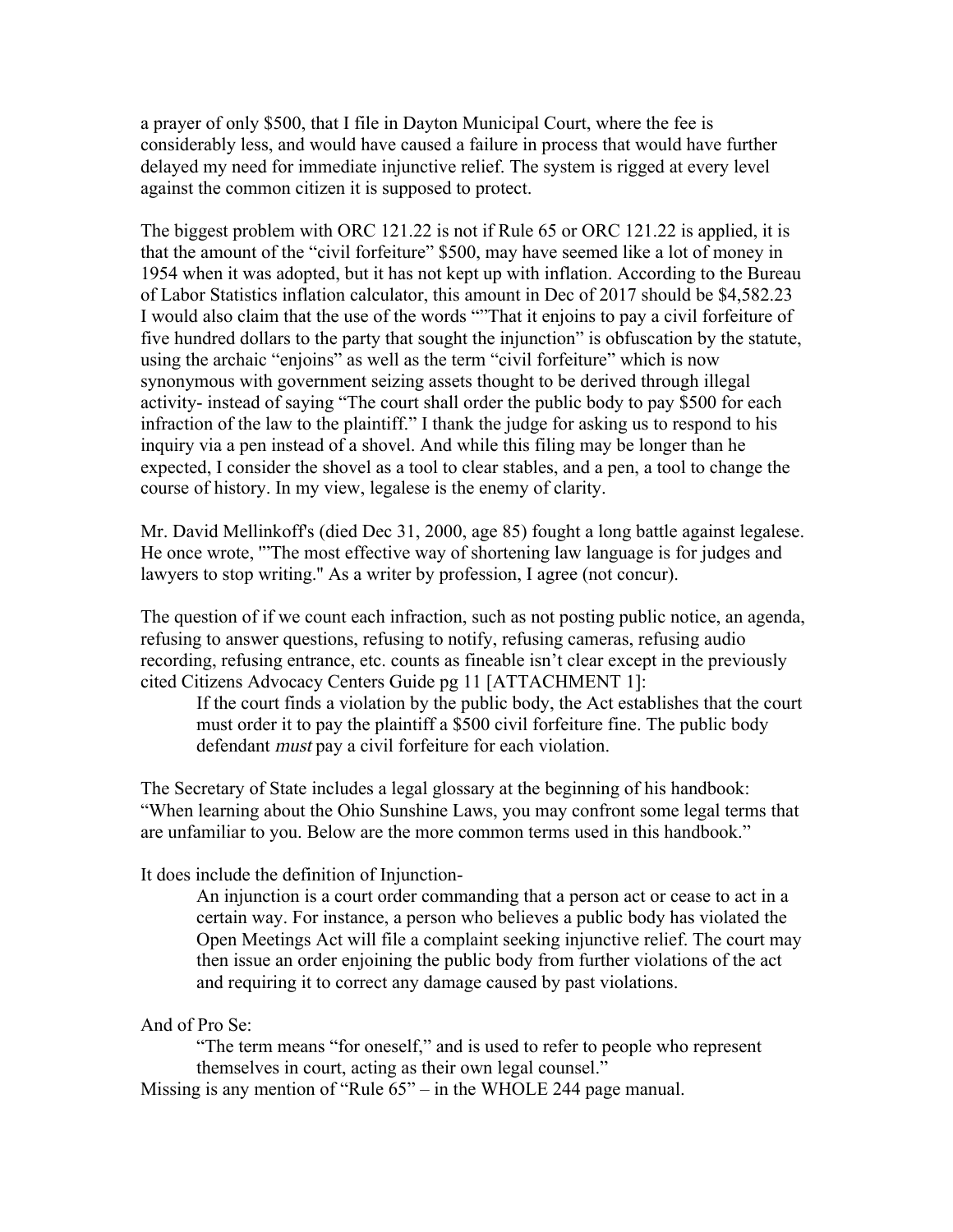a prayer of only $500, that I file in Dayton Municipal Court, where the fee is considerably less, and would have caused a failure in process that would have further delayed my need for immediate injunctive relief. The system is rigged at every level against the common citizen it is supposed to protect.

The biggest problem with ORC 121.22 is not if Rule 65 or ORC 121.22 is applied, it is that the amount of the "civil forfeiture" $500, may have seemed like a lot of money in 1954 when it was adopted, but it has not kept up with inflation. According to the Bureau of Labor Statistics inflation calculator, this amount in Dec of 2017 should be $4,582.23 I would also claim that the use of the words ""That it enjoins to pay a civil forfeiture of five hundred dollars to the party that sought the injunction" is obfuscation by the statute, using the archaic "enjoins" as well as the term "civil forfeiture" which is now synonymous with government seizing assets thought to be derived through illegal activity- instead of saying "The court shall order the public body to pay $500 for each infraction of the law to the plaintiff." I thank the judge for asking us to respond to his inquiry via a pen instead of a shovel. And while this filing may be longer than he expected, I consider the shovel as a tool to clear stables, and a pen, a tool to change the course of history. In my view, legalese is the enemy of clarity.

Mr. David Mellinkoff's (died Dec 31, 2000, age 85) fought a long battle against legalese. He once wrote, '"The most effective way of shortening law language is for judges and lawyers to stop writing." As a writer by profession, I agree (not concur).

The question of if we count each infraction, such as not posting public notice, an agenda, refusing to answer questions, refusing to notify, refusing cameras, refusing audio recording, refusing entrance, etc. counts as fineable isn't clear except in the previously cited Citizens Advocacy Centers Guide pg 11 [ATTACHMENT 1]:

> If the court finds a violation by the public body, the Act establishes that the court must order it to pay the plaintiff a $500 civil forfeiture fine. The public body defendant *must* pay a civil forfeiture for each violation.

The Secretary of State includes a legal glossary at the beginning of his handbook: "When learning about the Ohio Sunshine Laws, you may confront some legal terms that are unfamiliar to you. Below are the more common terms used in this handbook."

It does include the definition of Injunction-

> An injunction is a court order commanding that a person act or cease to act in a certain way. For instance, a person who believes a public body has violated the Open Meetings Act will file a complaint seeking injunctive relief. The court may then issue an order enjoining the public body from further violations of the act and requiring it to correct any damage caused by past violations.

And of Pro Se:

> "The term means "for oneself," and is used to refer to people who represent themselves in court, acting as their own legal counsel."

Missing is any mention of "Rule 65" – in the WHOLE 244 page manual.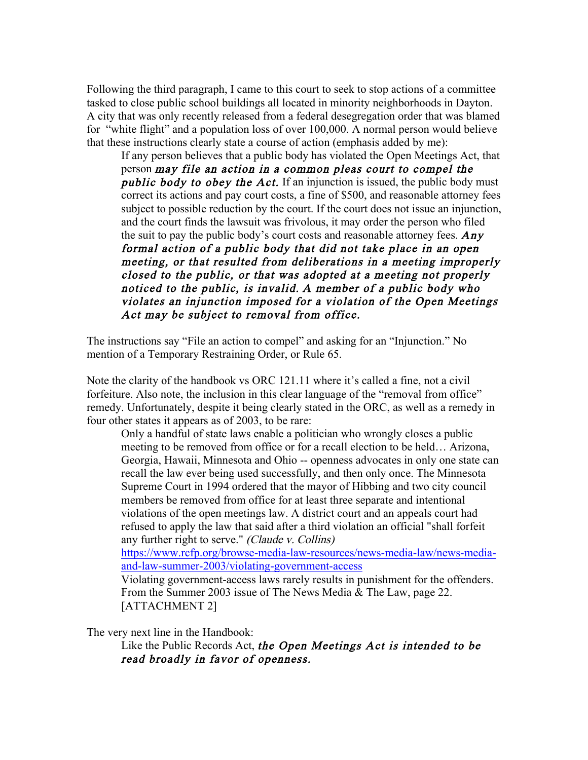Following the third paragraph, I came to this court to seek to stop actions of a committee tasked to close public school buildings all located in minority neighborhoods in Dayton. A city that was only recently released from a federal desegregation order that was blamed for "white flight" and a population loss of over 100,000. A normal person would believe that these instructions clearly state a course of action (emphasis added by me):

> If any person believes that a public body has violated the Open Meetings Act, that person *may file an action in a common pleas court to compel the public body to obey the Act.* If an injunction is issued, the public body must correct its actions and pay court costs, a fine of $500, and reasonable attorney fees subject to possible reduction by the court. If the court does not issue an injunction, and the court finds the lawsuit was frivolous, it may order the person who filed the suit to pay the public body's court costs and reasonable attorney fees. *Any formal action of a public body that did not take place in an open meeting, or that resulted from deliberations in a meeting improperly closed to the public, or that was adopted at a meeting not properly noticed to the public, is invalid. A member of a public body who violates an injunction imposed for a violation of the Open Meetings Act may be subject to removal from office.*

The instructions say "File an action to compel" and asking for an "Injunction." No mention of a Temporary Restraining Order, or Rule 65.

Note the clarity of the handbook vs ORC 121.11 where it's called a fine, not a civil forfeiture. Also note, the inclusion in this clear language of the "removal from office" remedy. Unfortunately, despite it being clearly stated in the ORC, as well as a remedy in four other states it appears as of 2003, to be rare:

> Only a handful of state laws enable a politician who wrongly closes a public meeting to be removed from office or for a recall election to be held… Arizona, Georgia, Hawaii, Minnesota and Ohio -- openness advocates in only one state can recall the law ever being used successfully, and then only once. The Minnesota Supreme Court in 1994 ordered that the mayor of Hibbing and two city council members be removed from office for at least three separate and intentional violations of the open meetings law. A district court and an appeals court had refused to apply the law that said after a third violation an official "shall forfeit any further right to serve." *(Claude v. Collins)*
> https://www.rcfp.org/browse-media-law-resources/news-media-law/news-media-and-law-summer-2003/violating-government-access
> Violating government-access laws rarely results in punishment for the offenders. From the Summer 2003 issue of The News Media & The Law, page 22. [ATTACHMENT 2]

The very next line in the Handbook:

> Like the Public Records Act, *the Open Meetings Act is intended to be read broadly in favor of openness.*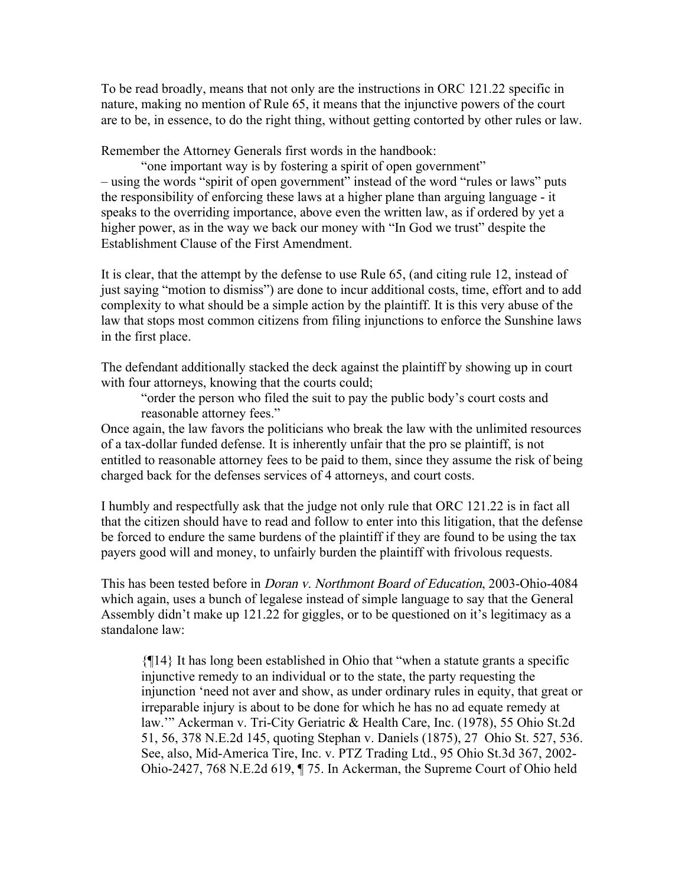To be read broadly, means that not only are the instructions in ORC 121.22 specific in nature, making no mention of Rule 65, it means that the injunctive powers of the court are to be, in essence, to do the right thing, without getting contorted by other rules or law.

Remember the Attorney Generals first words in the handbook:

> "one important way is by fostering a spirit of open government"

– using the words "spirit of open government" instead of the word "rules or laws" puts the responsibility of enforcing these laws at a higher plane than arguing language - it speaks to the overriding importance, above even the written law, as if ordered by yet a higher power, as in the way we back our money with "In God we trust" despite the Establishment Clause of the First Amendment.

It is clear, that the attempt by the defense to use Rule 65, (and citing rule 12, instead of just saying "motion to dismiss") are done to incur additional costs, time, effort and to add complexity to what should be a simple action by the plaintiff. It is this very abuse of the law that stops most common citizens from filing injunctions to enforce the Sunshine laws in the first place.

The defendant additionally stacked the deck against the plaintiff by showing up in court with four attorneys, knowing that the courts could;

> "order the person who filed the suit to pay the public body's court costs and reasonable attorney fees."

Once again, the law favors the politicians who break the law with the unlimited resources of a tax-dollar funded defense. It is inherently unfair that the pro se plaintiff, is not entitled to reasonable attorney fees to be paid to them, since they assume the risk of being charged back for the defenses services of 4 attorneys, and court costs.

I humbly and respectfully ask that the judge not only rule that ORC 121.22 is in fact all that the citizen should have to read and follow to enter into this litigation, that the defense be forced to endure the same burdens of the plaintiff if they are found to be using the tax payers good will and money, to unfairly burden the plaintiff with frivolous requests.

This has been tested before in *Doran v. Northmont Board of Education*, 2003-Ohio-4084 which again, uses a bunch of legalese instead of simple language to say that the General Assembly didn't make up 121.22 for giggles, or to be questioned on it's legitimacy as a standalone law:

> {¶14} It has long been established in Ohio that "when a statute grants a specific injunctive remedy to an individual or to the state, the party requesting the injunction 'need not aver and show, as under ordinary rules in equity, that great or irreparable injury is about to be done for which he has no ad equate remedy at law.'" Ackerman v. Tri-City Geriatric & Health Care, Inc. (1978), 55 Ohio St.2d 51, 56, 378 N.E.2d 145, quoting Stephan v. Daniels (1875), 27 Ohio St. 527, 536. See, also, Mid-America Tire, Inc. v. PTZ Trading Ltd., 95 Ohio St.3d 367, 2002-Ohio-2427, 768 N.E.2d 619, ¶ 75. In Ackerman, the Supreme Court of Ohio held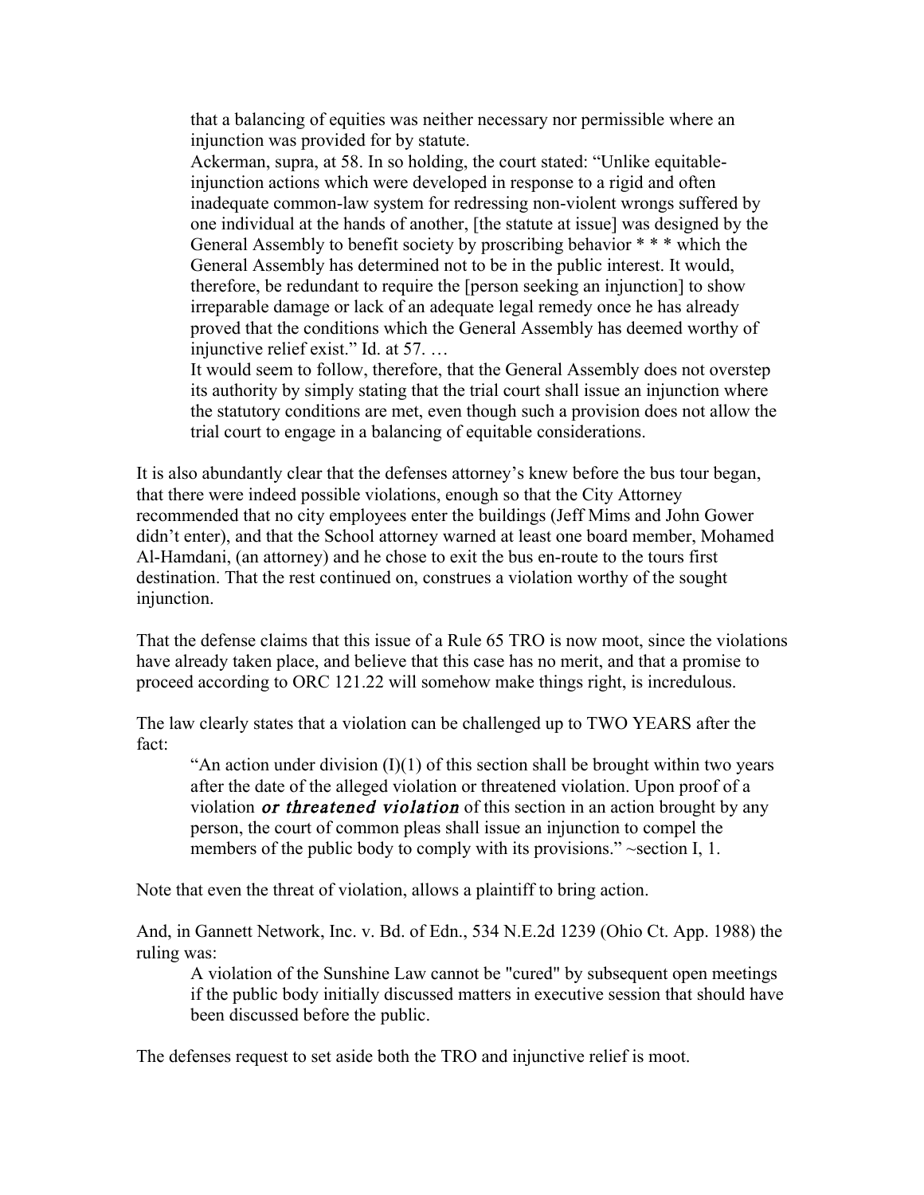> that a balancing of equities was neither necessary nor permissible where an injunction was provided for by statute.
>
> Ackerman, supra, at 58. In so holding, the court stated: "Unlike equitable-injunction actions which were developed in response to a rigid and often inadequate common-law system for redressing non-violent wrongs suffered by one individual at the hands of another, [the statute at issue] was designed by the General Assembly to benefit society by proscribing behavior * * * which the General Assembly has determined not to be in the public interest. It would, therefore, be redundant to require the [person seeking an injunction] to show irreparable damage or lack of an adequate legal remedy once he has already proved that the conditions which the General Assembly has deemed worthy of injunctive relief exist." Id. at 57. …
>
> It would seem to follow, therefore, that the General Assembly does not overstep its authority by simply stating that the trial court shall issue an injunction where the statutory conditions are met, even though such a provision does not allow the trial court to engage in a balancing of equitable considerations.

It is also abundantly clear that the defenses attorney's knew before the bus tour began, that there were indeed possible violations, enough so that the City Attorney recommended that no city employees enter the buildings (Jeff Mims and John Gower didn't enter), and that the School attorney warned at least one board member, Mohamed Al-Hamdani, (an attorney) and he chose to exit the bus en-route to the tours first destination. That the rest continued on, construes a violation worthy of the sought injunction.

That the defense claims that this issue of a Rule 65 TRO is now moot, since the violations have already taken place, and believe that this case has no merit, and that a promise to proceed according to ORC 121.22 will somehow make things right, is incredulous.

The law clearly states that a violation can be challenged up to TWO YEARS after the fact:

> "An action under division (I)(1) of this section shall be brought within two years after the date of the alleged violation or threatened violation. Upon proof of a violation ***or threatened violation*** of this section in an action brought by any person, the court of common pleas shall issue an injunction to compel the members of the public body to comply with its provisions." ~section I, 1.

Note that even the threat of violation, allows a plaintiff to bring action.

And, in Gannett Network, Inc. v. Bd. of Edn., 534 N.E.2d 1239 (Ohio Ct. App. 1988) the ruling was:

> A violation of the Sunshine Law cannot be "cured" by subsequent open meetings if the public body initially discussed matters in executive session that should have been discussed before the public.

The defenses request to set aside both the TRO and injunctive relief is moot.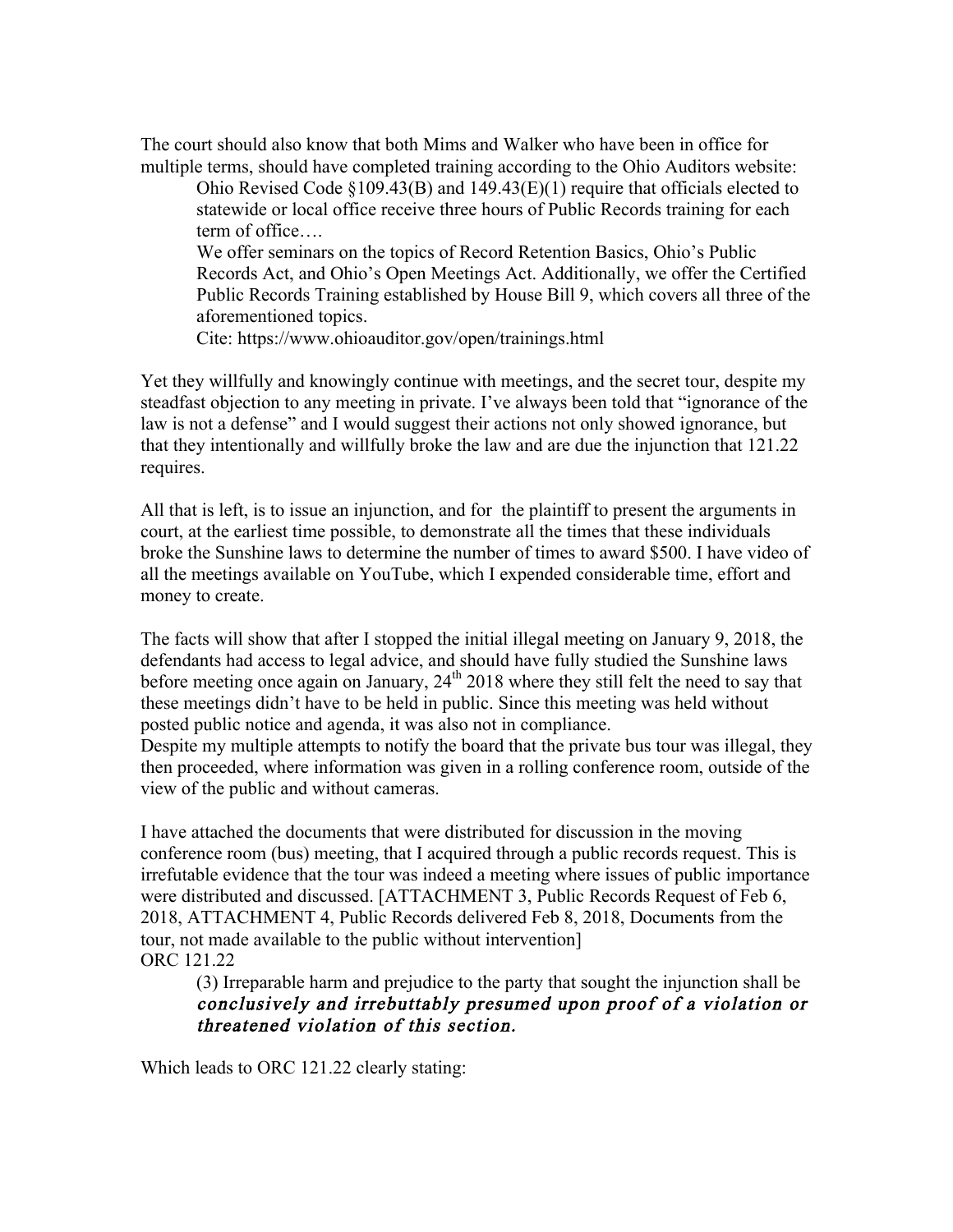The court should also know that both Mims and Walker who have been in office for multiple terms, should have completed training according to the Ohio Auditors website:

> Ohio Revised Code §109.43(B) and 149.43(E)(1) require that officials elected to statewide or local office receive three hours of Public Records training for each term of office….
>
> We offer seminars on the topics of Record Retention Basics, Ohio's Public Records Act, and Ohio's Open Meetings Act. Additionally, we offer the Certified Public Records Training established by House Bill 9, which covers all three of the aforementioned topics.
>
> Cite: https://www.ohioauditor.gov/open/trainings.html

Yet they willfully and knowingly continue with meetings, and the secret tour, despite my steadfast objection to any meeting in private. I've always been told that "ignorance of the law is not a defense" and I would suggest their actions not only showed ignorance, but that they intentionally and willfully broke the law and are due the injunction that 121.22 requires.

All that is left, is to issue an injunction, and for the plaintiff to present the arguments in court, at the earliest time possible, to demonstrate all the times that these individuals broke the Sunshine laws to determine the number of times to award $500. I have video of all the meetings available on YouTube, which I expended considerable time, effort and money to create.

The facts will show that after I stopped the initial illegal meeting on January 9, 2018, the defendants had access to legal advice, and should have fully studied the Sunshine laws before meeting once again on January, 24th 2018 where they still felt the need to say that these meetings didn't have to be held in public. Since this meeting was held without posted public notice and agenda, it was also not in compliance.

Despite my multiple attempts to notify the board that the private bus tour was illegal, they then proceeded, where information was given in a rolling conference room, outside of the view of the public and without cameras.

I have attached the documents that were distributed for discussion in the moving conference room (bus) meeting, that I acquired through a public records request. This is irrefutable evidence that the tour was indeed a meeting where issues of public importance were distributed and discussed. [ATTACHMENT 3, Public Records Request of Feb 6, 2018, ATTACHMENT 4, Public Records delivered Feb 8, 2018, Documents from the tour, not made available to the public without intervention]

ORC 121.22

> (3) Irreparable harm and prejudice to the party that sought the injunction shall be ***conclusively and irrebuttably presumed upon proof of a violation or threatened violation of this section.***

Which leads to ORC 121.22 clearly stating: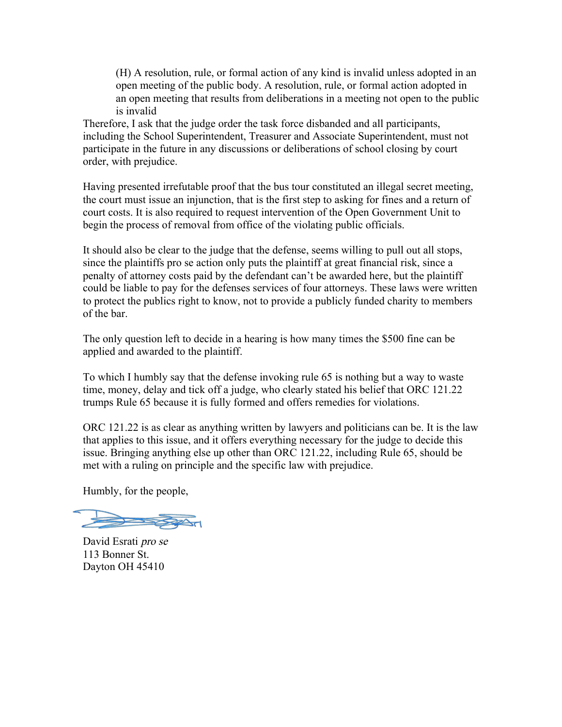> (H) A resolution, rule, or formal action of any kind is invalid unless adopted in an open meeting of the public body. A resolution, rule, or formal action adopted in an open meeting that results from deliberations in a meeting not open to the public is invalid

Therefore, I ask that the judge order the task force disbanded and all participants, including the School Superintendent, Treasurer and Associate Superintendent, must not participate in the future in any discussions or deliberations of school closing by court order, with prejudice.

Having presented irrefutable proof that the bus tour constituted an illegal secret meeting, the court must issue an injunction, that is the first step to asking for fines and a return of court costs. It is also required to request intervention of the Open Government Unit to begin the process of removal from office of the violating public officials.

It should also be clear to the judge that the defense, seems willing to pull out all stops, since the plaintiffs pro se action only puts the plaintiff at great financial risk, since a penalty of attorney costs paid by the defendant can't be awarded here, but the plaintiff could be liable to pay for the defenses services of four attorneys. These laws were written to protect the publics right to know, not to provide a publicly funded charity to members of the bar.

The only question left to decide in a hearing is how many times the $500 fine can be applied and awarded to the plaintiff.

To which I humbly say that the defense invoking rule 65 is nothing but a way to waste time, money, delay and tick off a judge, who clearly stated his belief that ORC 121.22 trumps Rule 65 because it is fully formed and offers remedies for violations.

ORC 121.22 is as clear as anything written by lawyers and politicians can be. It is the law that applies to this issue, and it offers everything necessary for the judge to decide this issue. Bringing anything else up other than ORC 121.22, including Rule 65, should be met with a ruling on principle and the specific law with prejudice.

Humbly, for the people,

David Esrati *pro se*
113 Bonner St.
Dayton OH 45410